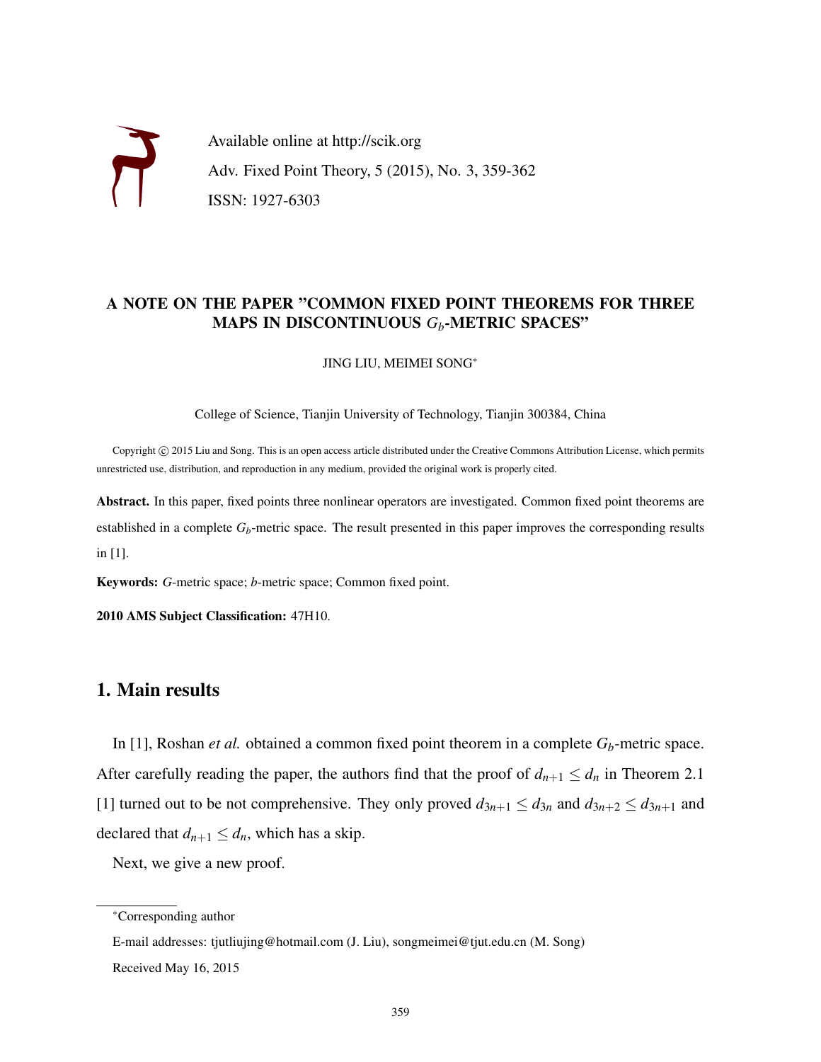Available online at http://scik.org

Adv. Fixed Point Theory, 5 (2015), No. 3, 359-362

ISSN: 1927-6303

# A NOTE ON THE PAPER "COMMON FIXED POINT THEOREMS FOR THREE MAPS IN DISCONTINUOUS $G_b$-METRIC SPACES"

JING LIU, MEIMEI SONG*

College of Science, Tianjin University of Technology, Tianjin 300384, China

Copyright © 2015 Liu and Song. This is an open access article distributed under the Creative Commons Attribution License, which permits unrestricted use, distribution, and reproduction in any medium, provided the original work is properly cited.

**Abstract.** In this paper, fixed points three nonlinear operators are investigated. Common fixed point theorems are established in a complete $G_b$-metric space. The result presented in this paper improves the corresponding results in [1].

**Keywords:** *G*-metric space; *b*-metric space; Common fixed point.

**2010 AMS Subject Classification:** 47H10.

## 1. Main results

In [1], Roshan *et al.* obtained a common fixed point theorem in a complete $G_b$-metric space. After carefully reading the paper, the authors find that the proof of $d_{n+1} \leq d_n$ in Theorem 2.1 [1] turned out to be not comprehensive. They only proved $d_{3n+1} \leq d_{3n}$ and $d_{3n+2} \leq d_{3n+1}$ and declared that $d_{n+1} \leq d_n$, which has a skip.

Next, we give a new proof.

*Corresponding author

E-mail addresses: tjutliujing@hotmail.com (J. Liu), songmeimei@tjut.edu.cn (M. Song)

Received May 16, 2015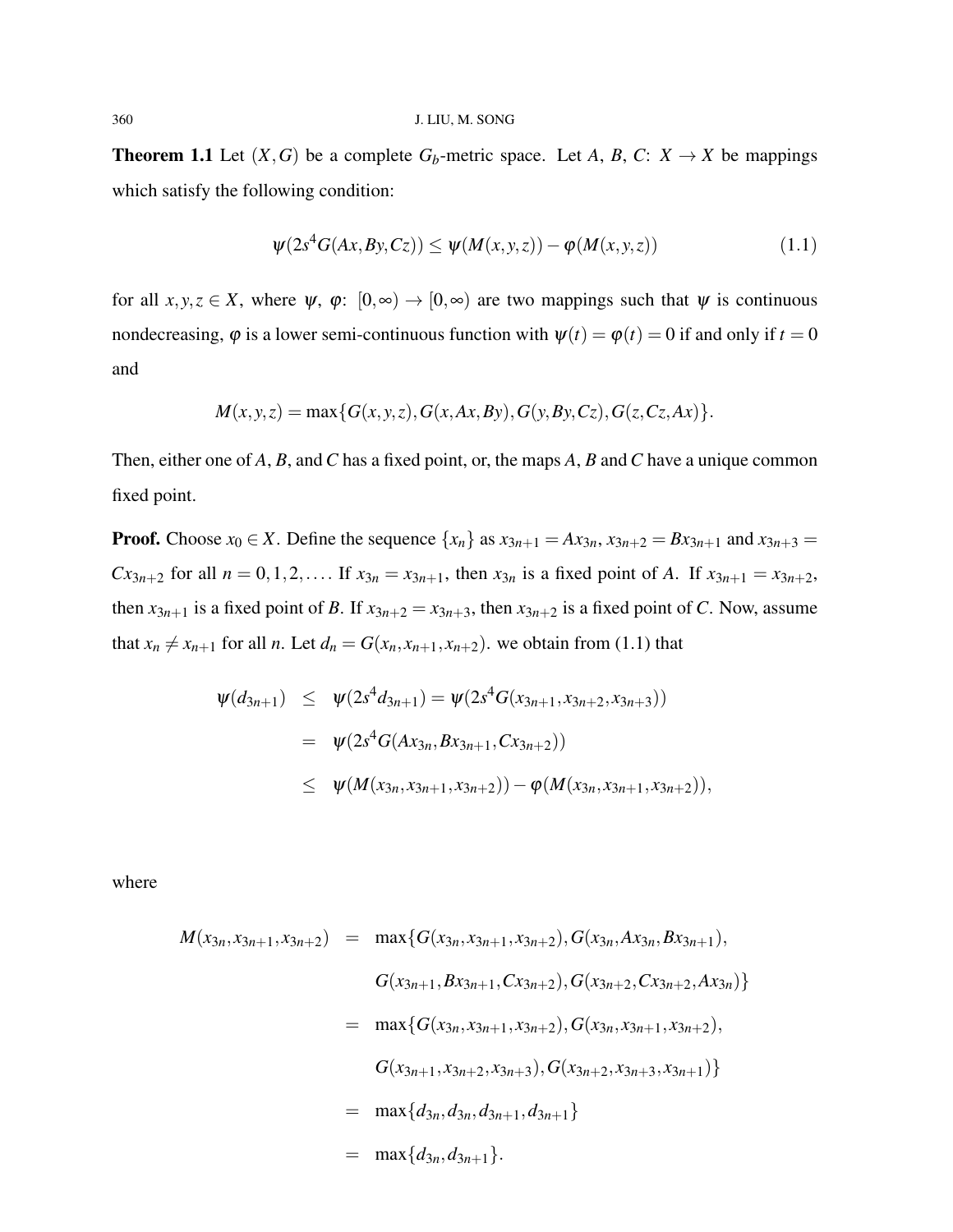**Theorem 1.1** Let $(X,G)$ be a complete $G_b$-metric space. Let $A$, $B$, $C$: $X \to X$ be mappings which satisfy the following condition:

$$\psi(2s^4 G(Ax,By,Cz)) \leq \psi(M(x,y,z)) - \varphi(M(x,y,z)) \tag{1.1}$$

for all $x,y,z \in X$, where $\psi$, $\varphi$: $[0,\infty) \to [0,\infty)$ are two mappings such that $\psi$ is continuous nondecreasing, $\varphi$ is a lower semi-continuous function with $\psi(t) = \varphi(t) = 0$ if and only if $t = 0$ and

$$M(x,y,z) = \max\{G(x,y,z), G(x,Ax,By), G(y,By,Cz), G(z,Cz,Ax)\}.$$

Then, either one of $A$, $B$, and $C$ has a fixed point, or, the maps $A$, $B$ and $C$ have a unique common fixed point.

**Proof.** Choose $x_0 \in X$. Define the sequence $\{x_n\}$ as $x_{3n+1} = Ax_{3n}$, $x_{3n+2} = Bx_{3n+1}$ and $x_{3n+3} = Cx_{3n+2}$ for all $n = 0,1,2,\ldots$. If $x_{3n} = x_{3n+1}$, then $x_{3n}$ is a fixed point of $A$. If $x_{3n+1} = x_{3n+2}$, then $x_{3n+1}$ is a fixed point of $B$. If $x_{3n+2} = x_{3n+3}$, then $x_{3n+2}$ is a fixed point of $C$. Now, assume that $x_n \neq x_{n+1}$ for all $n$. Let $d_n = G(x_n,x_{n+1},x_{n+2})$. we obtain from (1.1) that

$$\begin{aligned}
\psi(d_{3n+1}) &\leq \psi(2s^4 d_{3n+1}) = \psi(2s^4 G(x_{3n+1},x_{3n+2},x_{3n+3})) \\
&= \psi(2s^4 G(Ax_{3n},Bx_{3n+1},Cx_{3n+2})) \\
&\leq \psi(M(x_{3n},x_{3n+1},x_{3n+2})) - \varphi(M(x_{3n},x_{3n+1},x_{3n+2})),
\end{aligned}$$

where

$$\begin{aligned}
M(x_{3n},x_{3n+1},x_{3n+2}) &= \max\{G(x_{3n},x_{3n+1},x_{3n+2}), G(x_{3n},Ax_{3n},Bx_{3n+1}), \\
&\quad G(x_{3n+1},Bx_{3n+1},Cx_{3n+2}), G(x_{3n+2},Cx_{3n+2},Ax_{3n})\} \\
&= \max\{G(x_{3n},x_{3n+1},x_{3n+2}), G(x_{3n},x_{3n+1},x_{3n+2}), \\
&\quad G(x_{3n+1},x_{3n+2},x_{3n+3}), G(x_{3n+2},x_{3n+3},x_{3n+1})\} \\
&= \max\{d_{3n},d_{3n},d_{3n+1},d_{3n+1}\} \\
&= \max\{d_{3n},d_{3n+1}\}.
\end{aligned}$$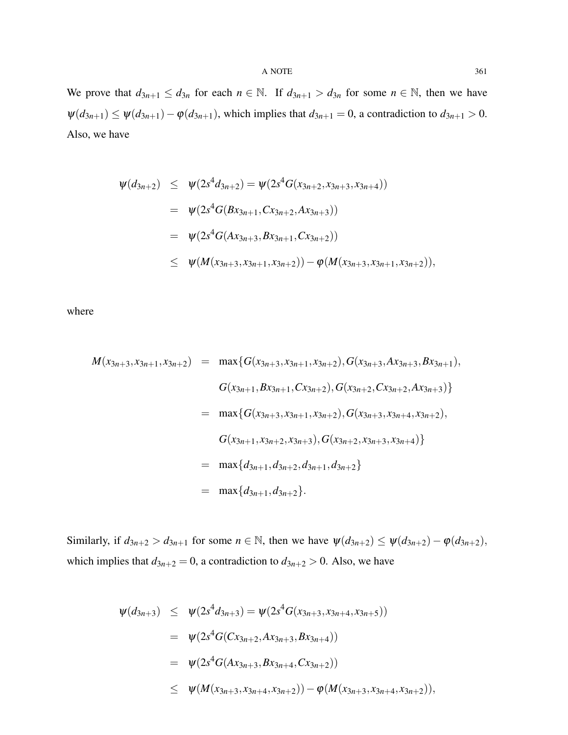We prove that $d_{3n+1} \leq d_{3n}$ for each $n \in \mathbb{N}$. If $d_{3n+1} > d_{3n}$ for some $n \in \mathbb{N}$, then we have $\psi(d_{3n+1}) \leq \psi(d_{3n+1}) - \varphi(d_{3n+1})$, which implies that $d_{3n+1} = 0$, a contradiction to $d_{3n+1} > 0$. Also, we have

$$
\begin{aligned}
\psi(d_{3n+2}) &\leq \psi(2s^4 d_{3n+2}) = \psi(2s^4 G(x_{3n+2}, x_{3n+3}, x_{3n+4})) \\
&= \psi(2s^4 G(Bx_{3n+1}, Cx_{3n+2}, Ax_{3n+3})) \\
&= \psi(2s^4 G(Ax_{3n+3}, Bx_{3n+1}, Cx_{3n+2})) \\
&\leq \psi(M(x_{3n+3}, x_{3n+1}, x_{3n+2})) - \varphi(M(x_{3n+3}, x_{3n+1}, x_{3n+2})),
\end{aligned}
$$

where

$$
\begin{aligned}
M(x_{3n+3}, x_{3n+1}, x_{3n+2}) &= \max\{G(x_{3n+3}, x_{3n+1}, x_{3n+2}), G(x_{3n+3}, Ax_{3n+3}, Bx_{3n+1}), \\
&\qquad G(x_{3n+1}, Bx_{3n+1}, Cx_{3n+2}), G(x_{3n+2}, Cx_{3n+2}, Ax_{3n+3})\} \\
&= \max\{G(x_{3n+3}, x_{3n+1}, x_{3n+2}), G(x_{3n+3}, x_{3n+4}, x_{3n+2}), \\
&\qquad G(x_{3n+1}, x_{3n+2}, x_{3n+3}), G(x_{3n+2}, x_{3n+3}, x_{3n+4})\} \\
&= \max\{d_{3n+1}, d_{3n+2}, d_{3n+1}, d_{3n+2}\} \\
&= \max\{d_{3n+1}, d_{3n+2}\}.
\end{aligned}
$$

Similarly, if $d_{3n+2} > d_{3n+1}$ for some $n \in \mathbb{N}$, then we have $\psi(d_{3n+2}) \leq \psi(d_{3n+2}) - \varphi(d_{3n+2})$, which implies that $d_{3n+2} = 0$, a contradiction to $d_{3n+2} > 0$. Also, we have

$$
\begin{aligned}
\psi(d_{3n+3}) &\leq \psi(2s^4 d_{3n+3}) = \psi(2s^4 G(x_{3n+3}, x_{3n+4}, x_{3n+5})) \\
&= \psi(2s^4 G(Cx_{3n+2}, Ax_{3n+3}, Bx_{3n+4})) \\
&= \psi(2s^4 G(Ax_{3n+3}, Bx_{3n+4}, Cx_{3n+2})) \\
&\leq \psi(M(x_{3n+3}, x_{3n+4}, x_{3n+2})) - \varphi(M(x_{3n+3}, x_{3n+4}, x_{3n+2})),
\end{aligned}
$$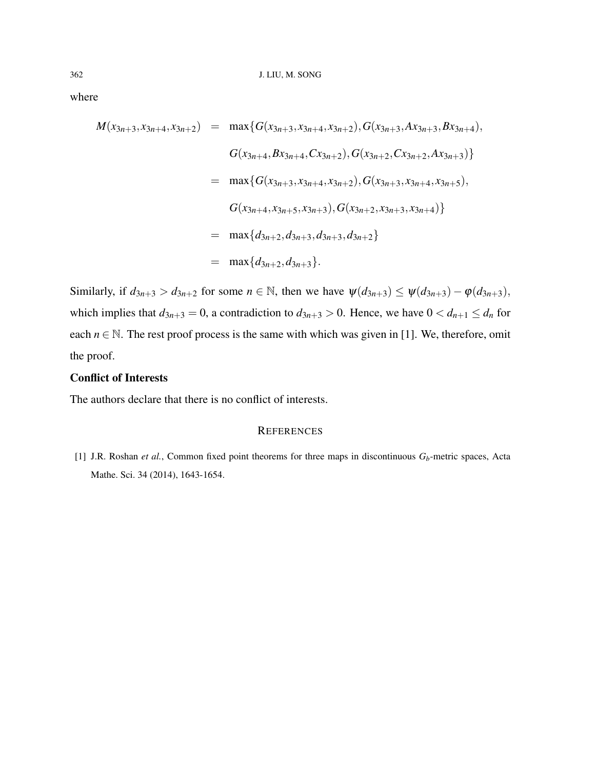where

$$
\begin{aligned}
M(x_{3n+3}, x_{3n+4}, x_{3n+2}) &= \max\{G(x_{3n+3}, x_{3n+4}, x_{3n+2}), G(x_{3n+3}, Ax_{3n+3}, Bx_{3n+4}), \\
&\quad G(x_{3n+4}, Bx_{3n+4}, Cx_{3n+2}), G(x_{3n+2}, Cx_{3n+2}, Ax_{3n+3})\} \\
&= \max\{G(x_{3n+3}, x_{3n+4}, x_{3n+2}), G(x_{3n+3}, x_{3n+4}, x_{3n+5}), \\
&\quad G(x_{3n+4}, x_{3n+5}, x_{3n+3}), G(x_{3n+2}, x_{3n+3}, x_{3n+4})\} \\
&= \max\{d_{3n+2}, d_{3n+3}, d_{3n+3}, d_{3n+2}\} \\
&= \max\{d_{3n+2}, d_{3n+3}\}.
\end{aligned}
$$

Similarly, if $d_{3n+3} > d_{3n+2}$ for some $n \in \mathbb{N}$, then we have $\psi(d_{3n+3}) \leq \psi(d_{3n+3}) - \varphi(d_{3n+3})$, which implies that $d_{3n+3} = 0$, a contradiction to $d_{3n+3} > 0$. Hence, we have $0 < d_{n+1} \leq d_n$ for each $n \in \mathbb{N}$. The rest proof process is the same with which was given in [1]. We, therefore, omit the proof.

### Conflict of Interests

The authors declare that there is no conflict of interests.

## REFERENCES

[1] J.R. Roshan *et al.*, Common fixed point theorems for three maps in discontinuous $G_b$-metric spaces, Acta Mathe. Sci. 34 (2014), 1643-1654.